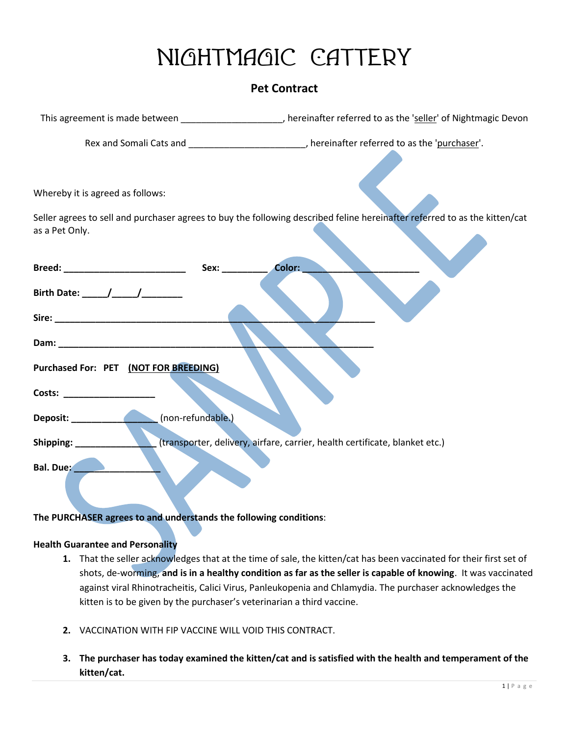# NIGHTMAGIC CATTERY

## Pet Contract

This agreement is made between ____________________, hereinafter referred to as the 'seller' of Nightmagic Devon Rex and Somali Cats and _______________________, hereinafter referred to as the 'purchaser'.

Whereby it is agreed as follows:

Seller agrees to sell and purchaser agrees to buy the following described feline hereinafter referred to as the kitten/cat as a Pet Only.

**Breed: _________________________** **Sex: _________** **Color: _______________________**

**Birth Date: _____/_____/________**

**Sire: ___________________________________________________________________**

**Dam: ___________________________________________________________________**

**Purchased For: PET** **(NOT FOR BREEDING)**

**Costs: __________________**

**Deposit: _________________** (non-refundable.)

**Shipping: ________________** (transporter, delivery, airfare, carrier, health certificate, blanket etc.)

**Bal. Due: _________________**

**The PURCHASER agrees to and understands the following conditions**:

**Health Guarantee and Personality**

1. That the seller acknowledges that at the time of sale, the kitten/cat has been vaccinated for their first set of shots, de-worming, **and is in a healthy condition as far as the seller is capable of knowing**. It was vaccinated against viral Rhinotracheitis, Calici Virus, Panleukopenia and Chlamydia. The purchaser acknowledges the kitten is to be given by the purchaser's veterinarian a third vaccine.

2. VACCINATION WITH FIP VACCINE WILL VOID THIS CONTRACT.

3. **The purchaser has today examined the kitten/cat and is satisfied with the health and temperament of the kitten/cat.**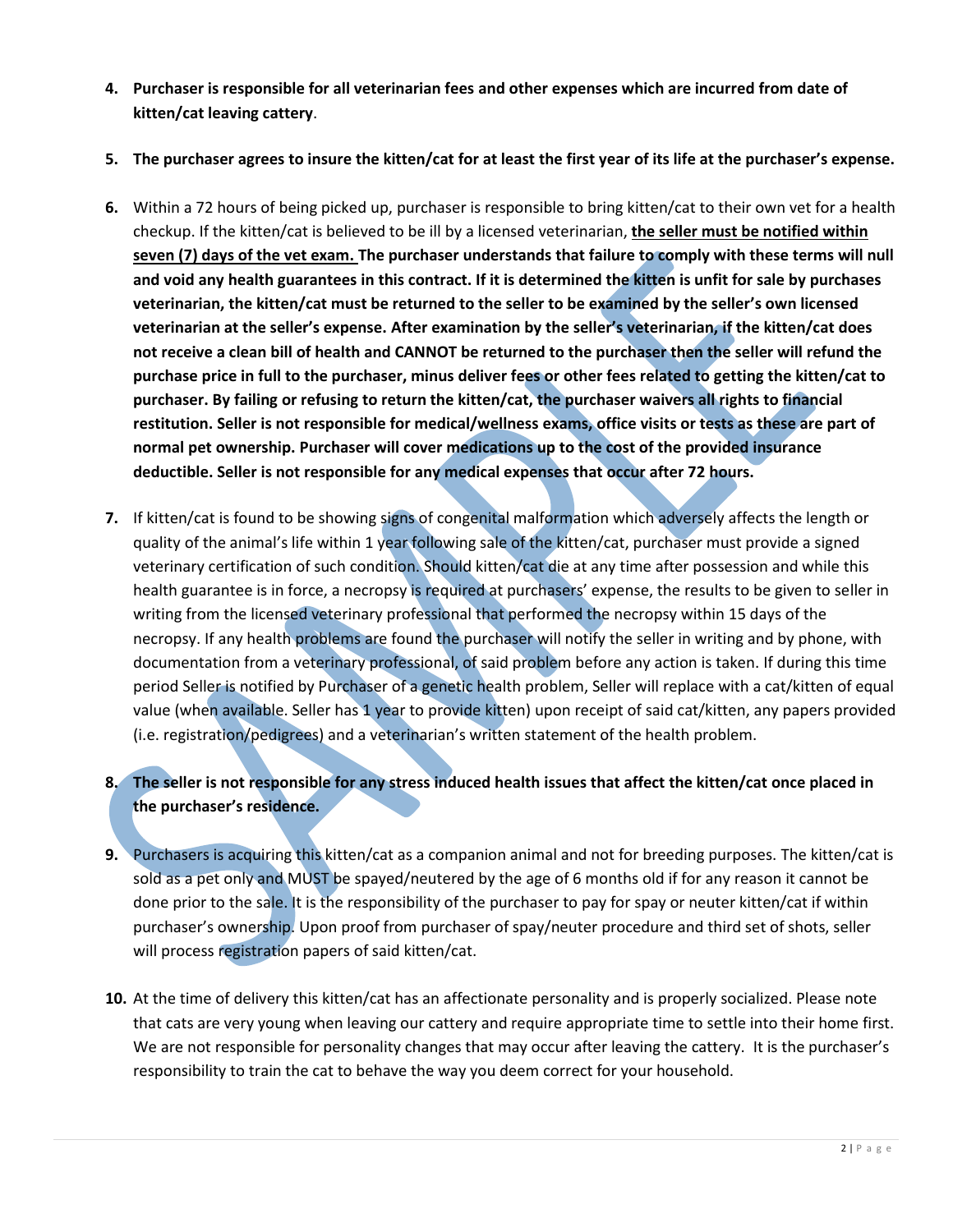4. **Purchaser is responsible for all veterinarian fees and other expenses which are incurred from date of kitten/cat leaving cattery**.

5. **The purchaser agrees to insure the kitten/cat for at least the first year of its life at the purchaser's expense.**

6. Within a 72 hours of being picked up, purchaser is responsible to bring kitten/cat to their own vet for a health checkup. If the kitten/cat is believed to be ill by a licensed veterinarian, **<u>the seller must be notified within seven (7) days of the vet exam.</u> The purchaser understands that failure to comply with these terms will null and void any health guarantees in this contract. If it is determined the kitten is unfit for sale by purchases veterinarian, the kitten/cat must be returned to the seller to be examined by the seller's own licensed veterinarian at the seller's expense. After examination by the seller's veterinarian, if the kitten/cat does not receive a clean bill of health and CANNOT be returned to the purchaser then the seller will refund the purchase price in full to the purchaser, minus deliver fees or other fees related to getting the kitten/cat to purchaser. By failing or refusing to return the kitten/cat, the purchaser waivers all rights to financial restitution. Seller is not responsible for medical/wellness exams, office visits or tests as these are part of normal pet ownership. Purchaser will cover medications up to the cost of the provided insurance deductible. Seller is not responsible for any medical expenses that occur after 72 hours.**

7. If kitten/cat is found to be showing signs of congenital malformation which adversely affects the length or quality of the animal's life within 1 year following sale of the kitten/cat, purchaser must provide a signed veterinary certification of such condition. Should kitten/cat die at any time after possession and while this health guarantee is in force, a necropsy is required at purchasers' expense, the results to be given to seller in writing from the licensed veterinary professional that performed the necropsy within 15 days of the necropsy. If any health problems are found the purchaser will notify the seller in writing and by phone, with documentation from a veterinary professional, of said problem before any action is taken. If during this time period Seller is notified by Purchaser of a genetic health problem, Seller will replace with a cat/kitten of equal value (when available. Seller has 1 year to provide kitten) upon receipt of said cat/kitten, any papers provided (i.e. registration/pedigrees) and a veterinarian's written statement of the health problem.

8. **The seller is not responsible for any stress induced health issues that affect the kitten/cat once placed in the purchaser's residence.**

9. Purchasers is acquiring this kitten/cat as a companion animal and not for breeding purposes. The kitten/cat is sold as a pet only and MUST be spayed/neutered by the age of 6 months old if for any reason it cannot be done prior to the sale. It is the responsibility of the purchaser to pay for spay or neuter kitten/cat if within purchaser's ownership. Upon proof from purchaser of spay/neuter procedure and third set of shots, seller will process registration papers of said kitten/cat.

10. At the time of delivery this kitten/cat has an affectionate personality and is properly socialized. Please note that cats are very young when leaving our cattery and require appropriate time to settle into their home first. We are not responsible for personality changes that may occur after leaving the cattery. It is the purchaser's responsibility to train the cat to behave the way you deem correct for your household.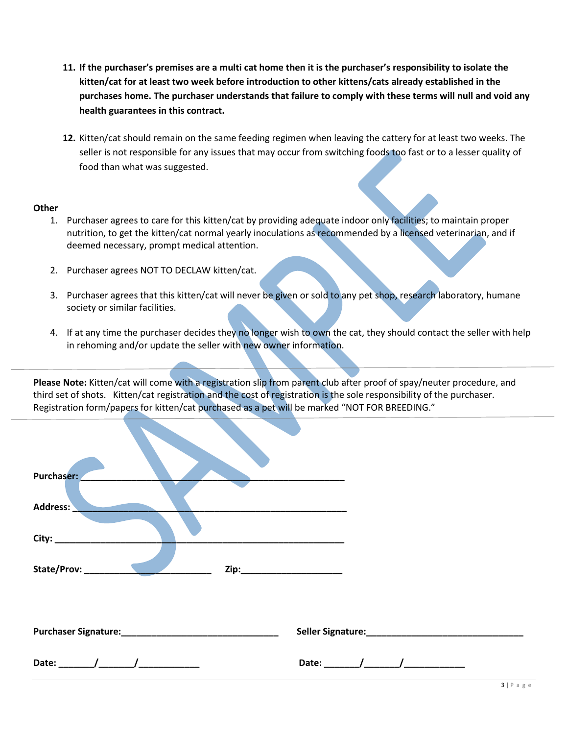11. **If the purchaser's premises are a multi cat home then it is the purchaser's responsibility to isolate the kitten/cat for at least two week before introduction to other kittens/cats already established in the purchases home. The purchaser understands that failure to comply with these terms will null and void any health guarantees in this contract.**

12. Kitten/cat should remain on the same feeding regimen when leaving the cattery for at least two weeks. The seller is not responsible for any issues that may occur from switching foods too fast or to a lesser quality of food than what was suggested.

**Other**

1. Purchaser agrees to care for this kitten/cat by providing adequate indoor only facilities; to maintain proper nutrition, to get the kitten/cat normal yearly inoculations as recommended by a licensed veterinarian, and if deemed necessary, prompt medical attention.

2. Purchaser agrees NOT TO DECLAW kitten/cat.

3. Purchaser agrees that this kitten/cat will never be given or sold to any pet shop, research laboratory, humane society or similar facilities.

4. If at any time the purchaser decides they no longer wish to own the cat, they should contact the seller with help in rehoming and/or update the seller with new owner information.

---

**Please Note:** Kitten/cat will come with a registration slip from parent club after proof of spay/neuter procedure, and third set of shots. Kitten/cat registration and the cost of registration is the sole responsibility of the purchaser. Registration form/papers for kitten/cat purchased as a pet will be marked "NOT FOR BREEDING."

---

**Purchaser:** ___________________________________________________

**Address:** ___________________________________________________

**City:** ______________________________________________________

**State/Prov:** __________________________ **Zip:**____________________

**Purchaser Signature:**_______________________________ **Seller Signature:**______________________________

**Date:** _______/_______/___________ **Date:** _______/_______/___________